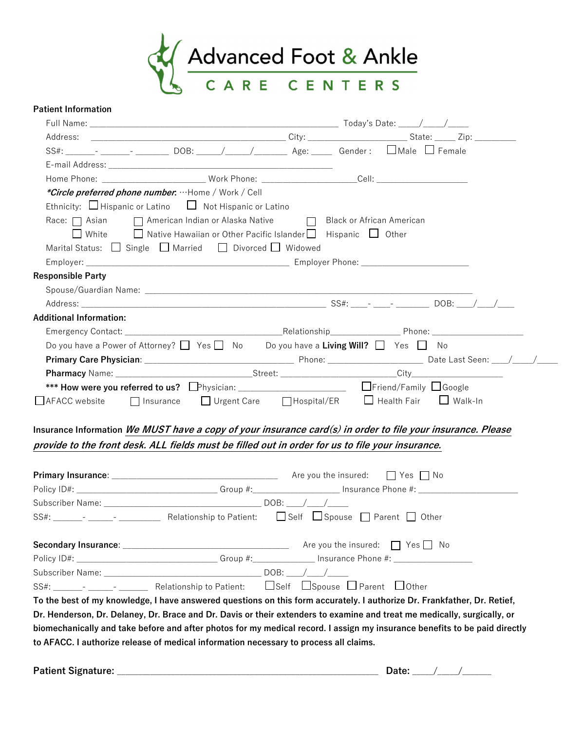# Advanced Foot & Ankle

## CARE CENTERS

**Patient Information**

Full Name: _______________________________________________ Today's Date: ____/____/____

Address: ______________________________________ City: ____________________ State: _____ Zip: _________

SS#: ______- ______- _______ DOB: _____/_____/_______ Age: ____ Gender: ☐ Male ☐ Female

E-mail Address: ____________________________________________

Home Phone: ____________________ Work Phone: __________________ Cell: __________________

*Circle preferred phone number*: …Home / Work / Cell

Ethnicity: ☐ Hispanic or Latino ☐ Not Hispanic or Latino

Race: ☐ Asian ☐ American Indian or Alaska Native ☐ Black or African American
☐ White ☐ Native Hawaiian or Other Pacific Islander ☐ Hispanic ☐ Other

Marital Status: ☐ Single ☐ Married ☐ Divorced ☐ Widowed

Employer: ______________________________________ Employer Phone: ______________________

**Responsible Party**

Spouse/Guardian Name: ______________________________________________________________

Address: ______________________________________________ SS#: ____- ____- _______ DOB: ___/___/___

**Additional Information:**

Emergency Contact: ______________________________ Relationship______________ Phone: __________________

Do you have a Power of Attorney? ☐ Yes ☐ No Do you have a **Living Will?** ☐ Yes ☐ No

**Primary Care Physician**: ____________________________ Phone: __________________ Date Last Seen: ____/____/____

**Pharmacy** Name: ___________________________ Street: _______________________ City______________________

**\*\*\* How were you referred to us?** ☐ Physician: ______________________ ☐ Friend/Family ☐ Google

☐ AFACC website ☐ Insurance ☐ Urgent Care ☐ Hospital/ER ☐ Health Fair ☐ Walk-In

**Insurance Information** ***We MUST have a copy of your insurance card(s) in order to file your insurance. Please provide to the front desk. ALL fields must be filled out in order for us to file your insurance.***

**Primary Insurance**: ______________________________ Are you the insured: ☐ Yes ☐ No

Policy ID#: ___________________________ Group #:_________________ Insurance Phone #: ____________________

Subscriber Name: ______________________________ DOB: ___/___/____

SS#: ______- _____- _________ Relationship to Patient: ☐ Self ☐ Spouse ☐ Parent ☐ Other

**Secondary Insurance**: ______________________________ Are you the insured: ☐ Yes ☐ No

Policy ID#: ___________________________ Group #:_____________ Insurance Phone #: _______________

Subscriber Name: ______________________________ DOB: ___/___/____

SS#: ______- _____- ______ Relationship to Patient: ☐ Self ☐ Spouse ☐ Parent ☐ Other

**To the best of my knowledge, I have answered questions on this form accurately. I authorize Dr. Frankfather, Dr. Retief, Dr. Henderson, Dr. Delaney, Dr. Brace and Dr. Davis or their extenders to examine and treat me medically, surgically, or biomechanically and take before and after photos for my medical record. I assign my insurance benefits to be paid directly to AFACC. I authorize release of medical information necessary to process all claims.**

**Patient Signature:** ________________________________________________ **Date:** ____/____/______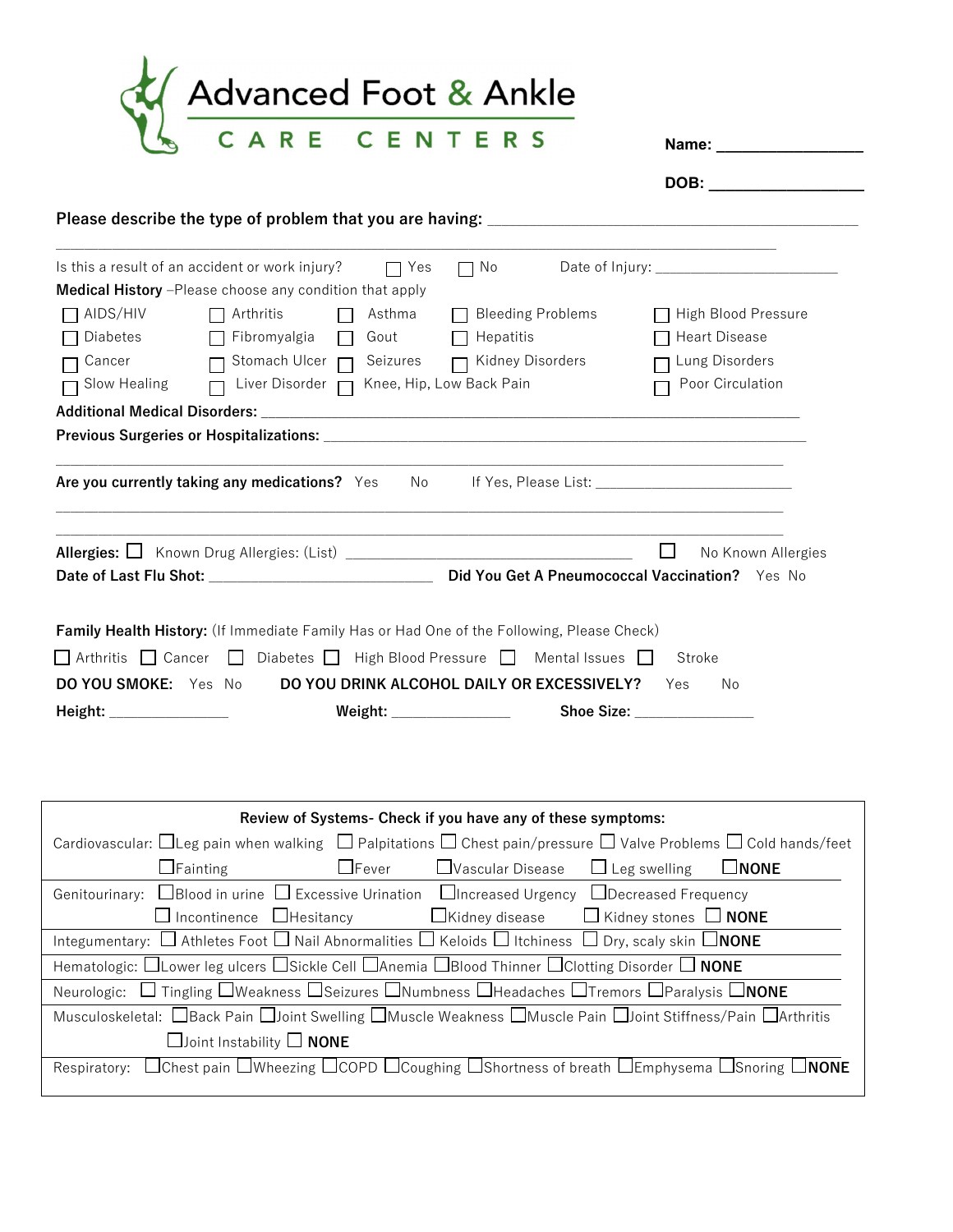# Advanced Foot & Ankle

CARE CENTERS

**Name:** ________________

**DOB:** ________________

**Please describe the type of problem that you are having:** ________________________________________

________________________________________________________________________________

Is this a result of an accident or work injury? ☐ Yes ☐ No Date of Injury: ______________________

**Medical History** –Please choose any condition that apply

| | | | | |
|---|---|---|---|---|
| ☐ AIDS/HIV | ☐ Arthritis | ☐ Asthma | ☐ Bleeding Problems | ☐ High Blood Pressure |
| ☐ Diabetes | ☐ Fibromyalgia | ☐ Gout | ☐ Hepatitis | ☐ Heart Disease |
| ☐ Cancer | ☐ Stomach Ulcer | ☐ Seizures | ☐ Kidney Disorders | ☐ Lung Disorders |
| ☐ Slow Healing | ☐ Liver Disorder | ☐ Knee, Hip, Low Back Pain | | ☐ Poor Circulation |

**Additional Medical Disorders:** ________________________________________________________________

**Previous Surgeries or Hospitalizations:** ________________________________________________________

________________________________________________________________________________

**Are you currently taking any medications?** Yes No If Yes, Please List: ______________________

________________________________________________________________________________

________________________________________________________________________________

**Allergies:** ☐ Known Drug Allergies: (List) ________________________________ ☐ No Known Allergies

**Date of Last Flu Shot:** ________________________ **Did You Get A Pneumococcal Vaccination?** Yes No

**Family Health History:** (If Immediate Family Has or Had One of the Following, Please Check)

☐ Arthritis ☐ Cancer ☐ Diabetes ☐ High Blood Pressure ☐ Mental Issues ☐ Stroke

**DO YOU SMOKE:** Yes No **DO YOU DRINK ALCOHOL DAILY OR EXCESSIVELY?** Yes No

**Height:** ______________ **Weight:** ______________ **Shoe Size:** ______________

| **Review of Systems- Check if you have any of these symptoms:** | |
|---|---|
| Cardiovascular: | ☐Leg pain when walking ☐ Palpitations ☐ Chest pain/pressure ☐ Valve Problems ☐ Cold hands/feet ☐Fainting ☐Fever ☐Vascular Disease ☐ Leg swelling ☐**NONE** |
| Genitourinary: | ☐Blood in urine ☐ Excessive Urination ☐Increased Urgency ☐Decreased Frequency ☐ Incontinence ☐Hesitancy ☐Kidney disease ☐ Kidney stones ☐ **NONE** |
| Integumentary: | ☐ Athletes Foot ☐ Nail Abnormalities ☐ Keloids ☐ Itchiness ☐ Dry, scaly skin ☐**NONE** |
| Hematologic: | ☐Lower leg ulcers ☐Sickle Cell ☐Anemia ☐Blood Thinner ☐Clotting Disorder ☐ **NONE** |
| Neurologic: | ☐ Tingling ☐Weakness ☐Seizures ☐Numbness ☐Headaches ☐Tremors ☐Paralysis ☐**NONE** |
| Musculoskeletal: | ☐Back Pain ☐Joint Swelling ☐Muscle Weakness ☐Muscle Pain ☐Joint Stiffness/Pain ☐Arthritis ☐Joint Instability ☐ **NONE** |
| Respiratory: | ☐Chest pain ☐Wheezing ☐COPD ☐Coughing ☐Shortness of breath ☐Emphysema ☐Snoring ☐**NONE** |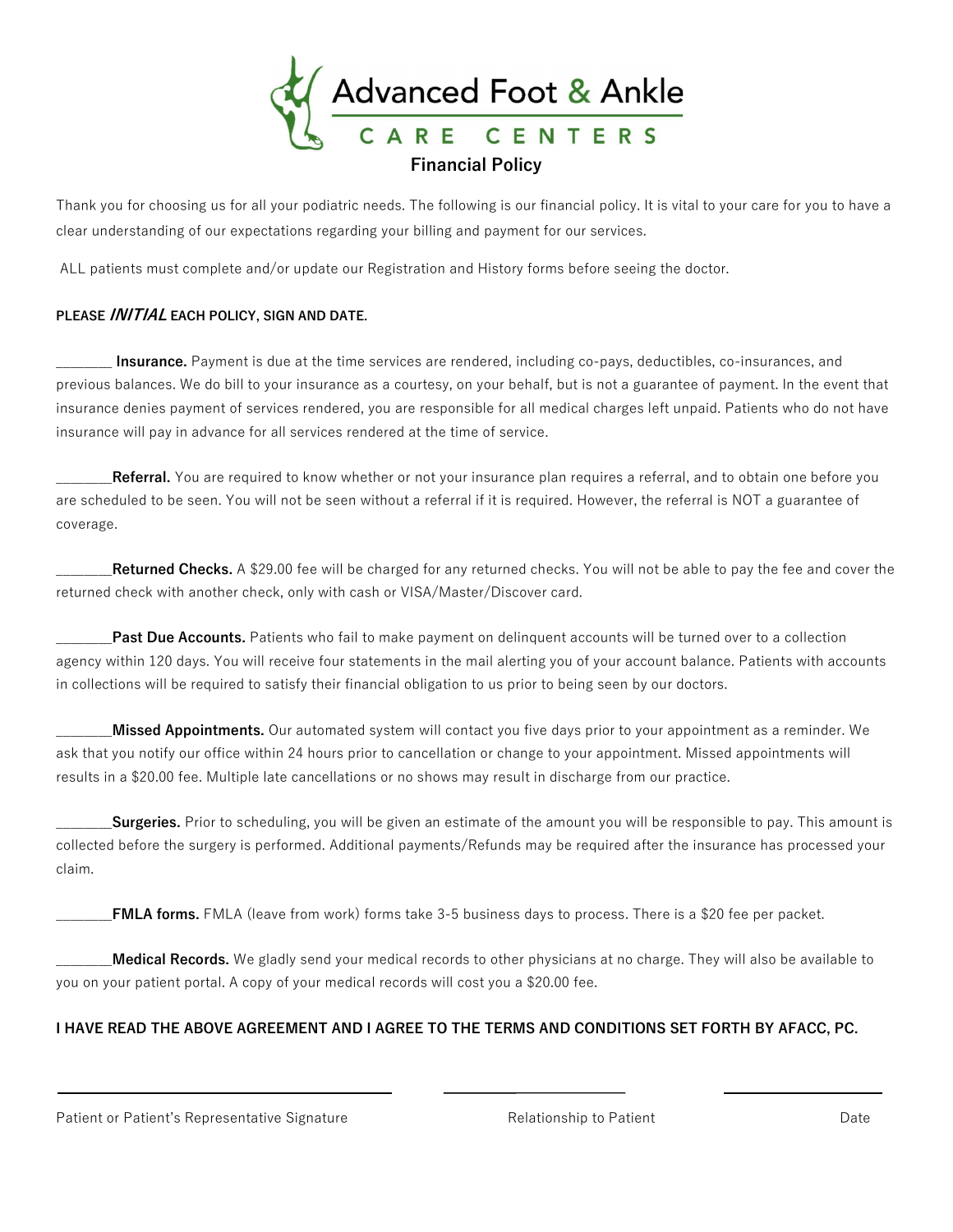# Advanced Foot & Ankle

## CARE CENTERS

## Financial Policy

Thank you for choosing us for all your podiatric needs. The following is our financial policy. It is vital to your care for you to have a clear understanding of our expectations regarding your billing and payment for our services.

ALL patients must complete and/or update our Registration and History forms before seeing the doctor.

**PLEASE *INITIAL* EACH POLICY, SIGN AND DATE.**

_______ **Insurance.** Payment is due at the time services are rendered, including co-pays, deductibles, co-insurances, and previous balances. We do bill to your insurance as a courtesy, on your behalf, but is not a guarantee of payment. In the event that insurance denies payment of services rendered, you are responsible for all medical charges left unpaid. Patients who do not have insurance will pay in advance for all services rendered at the time of service.

_______**Referral.** You are required to know whether or not your insurance plan requires a referral, and to obtain one before you are scheduled to be seen. You will not be seen without a referral if it is required. However, the referral is NOT a guarantee of coverage.

_______**Returned Checks.** A $29.00 fee will be charged for any returned checks. You will not be able to pay the fee and cover the returned check with another check, only with cash or VISA/Master/Discover card.

_______**Past Due Accounts.** Patients who fail to make payment on delinquent accounts will be turned over to a collection agency within 120 days. You will receive four statements in the mail alerting you of your account balance. Patients with accounts in collections will be required to satisfy their financial obligation to us prior to being seen by our doctors.

_______**Missed Appointments.** Our automated system will contact you five days prior to your appointment as a reminder. We ask that you notify our office within 24 hours prior to cancellation or change to your appointment. Missed appointments will results in a $20.00 fee. Multiple late cancellations or no shows may result in discharge from our practice.

_______**Surgeries.** Prior to scheduling, you will be given an estimate of the amount you will be responsible to pay. This amount is collected before the surgery is performed. Additional payments/Refunds may be required after the insurance has processed your claim.

_______**FMLA forms.** FMLA (leave from work) forms take 3-5 business days to process. There is a $20 fee per packet.

_______**Medical Records.** We gladly send your medical records to other physicians at no charge. They will also be available to you on your patient portal. A copy of your medical records will cost you a $20.00 fee.

**I HAVE READ THE ABOVE AGREEMENT AND I AGREE TO THE TERMS AND CONDITIONS SET FORTH BY AFACC, PC.**

_________________________________ &nbsp;&nbsp;&nbsp; ________________ &nbsp;&nbsp;&nbsp; ______________

Patient or Patient's Representative Signature &nbsp;&nbsp;&nbsp; Relationship to Patient &nbsp;&nbsp;&nbsp; Date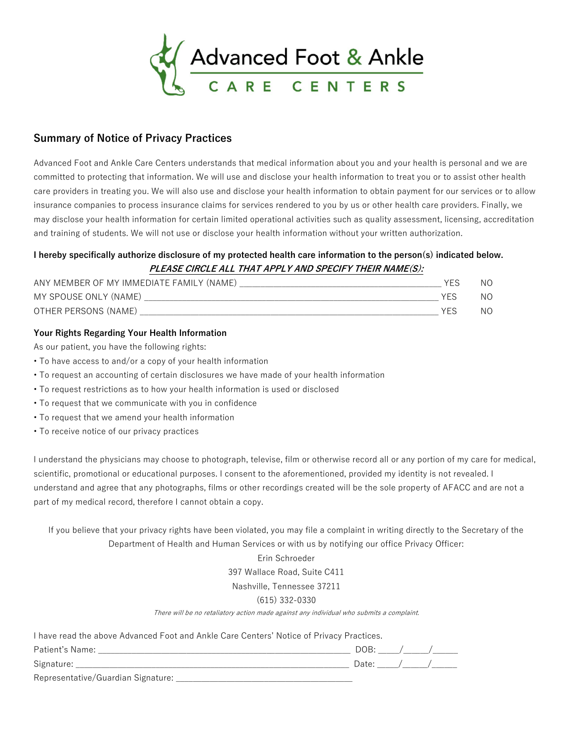Advanced Foot & Ankle
CARE CENTERS

## Summary of Notice of Privacy Practices

Advanced Foot and Ankle Care Centers understands that medical information about you and your health is personal and we are committed to protecting that information. We will use and disclose your health information to treat you or to assist other health care providers in treating you. We will also use and disclose your health information to obtain payment for our services or to allow insurance companies to process insurance claims for services rendered to you by us or other health care providers. Finally, we may disclose your health information for certain limited operational activities such as quality assessment, licensing, accreditation and training of students. We will not use or disclose your health information without your written authorization.

**I hereby specifically authorize disclosure of my protected health care information to the person(s) indicated below.**

***PLEASE CIRCLE ALL THAT APPLY AND SPECIFY THEIR NAME(S):***

ANY MEMBER OF MY IMMEDIATE FAMILY (NAME) ________________________________________ YES NO

MY SPOUSE ONLY (NAME) ______________________________________________________ YES NO

OTHER PERSONS (NAME) ______________________________________________________ YES NO

**Your Rights Regarding Your Health Information**

As our patient, you have the following rights:

- To have access to and/or a copy of your health information
- To request an accounting of certain disclosures we have made of your health information
- To request restrictions as to how your health information is used or disclosed
- To request that we communicate with you in confidence
- To request that we amend your health information
- To receive notice of our privacy practices

I understand the physicians may choose to photograph, televise, film or otherwise record all or any portion of my care for medical, scientific, promotional or educational purposes. I consent to the aforementioned, provided my identity is not revealed. I understand and agree that any photographs, films or other recordings created will be the sole property of AFACC and are not a part of my medical record, therefore I cannot obtain a copy.

If you believe that your privacy rights have been violated, you may file a complaint in writing directly to the Secretary of the Department of Health and Human Services or with us by notifying our office Privacy Officer:

Erin Schroeder
397 Wallace Road, Suite C411
Nashville, Tennessee 37211
(615) 332-0330

*There will be no retaliatory action made against any individual who submits a complaint.*

I have read the above Advanced Foot and Ankle Care Centers' Notice of Privacy Practices.

Patient's Name: ____________________________________________________ DOB: ____/_____/_____

Signature: ________________________________________________________ Date: ____/_____/_____

Representative/Guardian Signature: ____________________________________